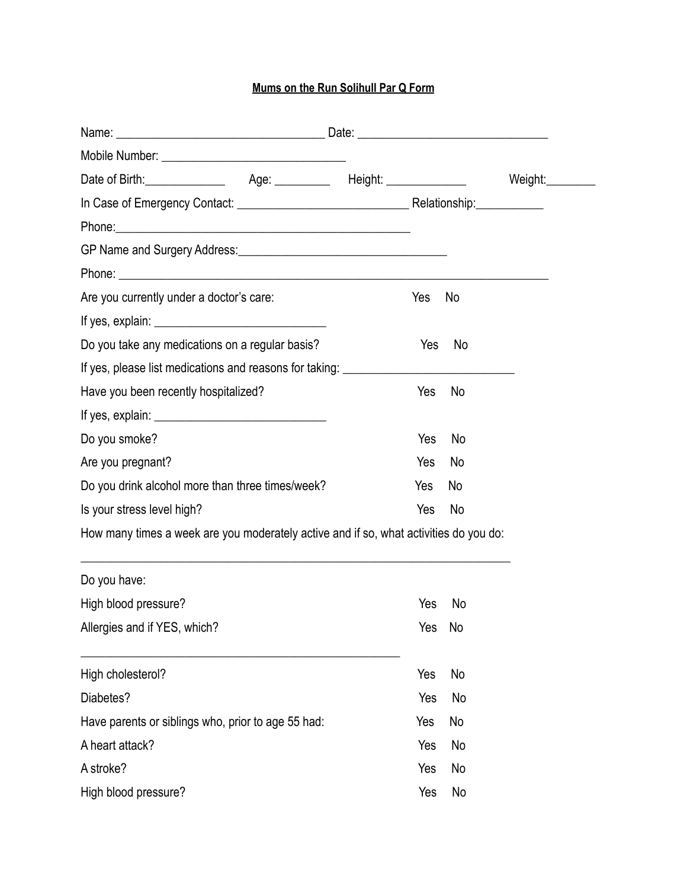**Mums on the Run Solihull Par Q Form**

Name: ________________________________ Date: _____________________________

Mobile Number: ____________________________

Date of Birth:_____________ Age: _________ Height: _____________ Weight:________

In Case of Emergency Contact: ___________________________ Relationship:___________

Phone:_____________________________________________

GP Name and Surgery Address:_________________________________

Phone: ____________________________________________________________________

Are you currently under a doctor's care: Yes No

If yes, explain: ___________________________

Do you take any medications on a regular basis? Yes No

If yes, please list medications and reasons for taking: ___________________________

Have you been recently hospitalized? Yes No

If yes, explain: ___________________________

Do you smoke? Yes No

Are you pregnant? Yes No

Do you drink alcohol more than three times/week? Yes No

Is your stress level high? Yes No

How many times a week are you moderately active and if so, what activities do you do:

__________________________________________________________________

Do you have:

High blood pressure? Yes No

Allergies and if YES, which? Yes No

__________________________________________________

High cholesterol? Yes No

Diabetes? Yes No

Have parents or siblings who, prior to age 55 had: Yes No

A heart attack? Yes No

A stroke? Yes No

High blood pressure? Yes No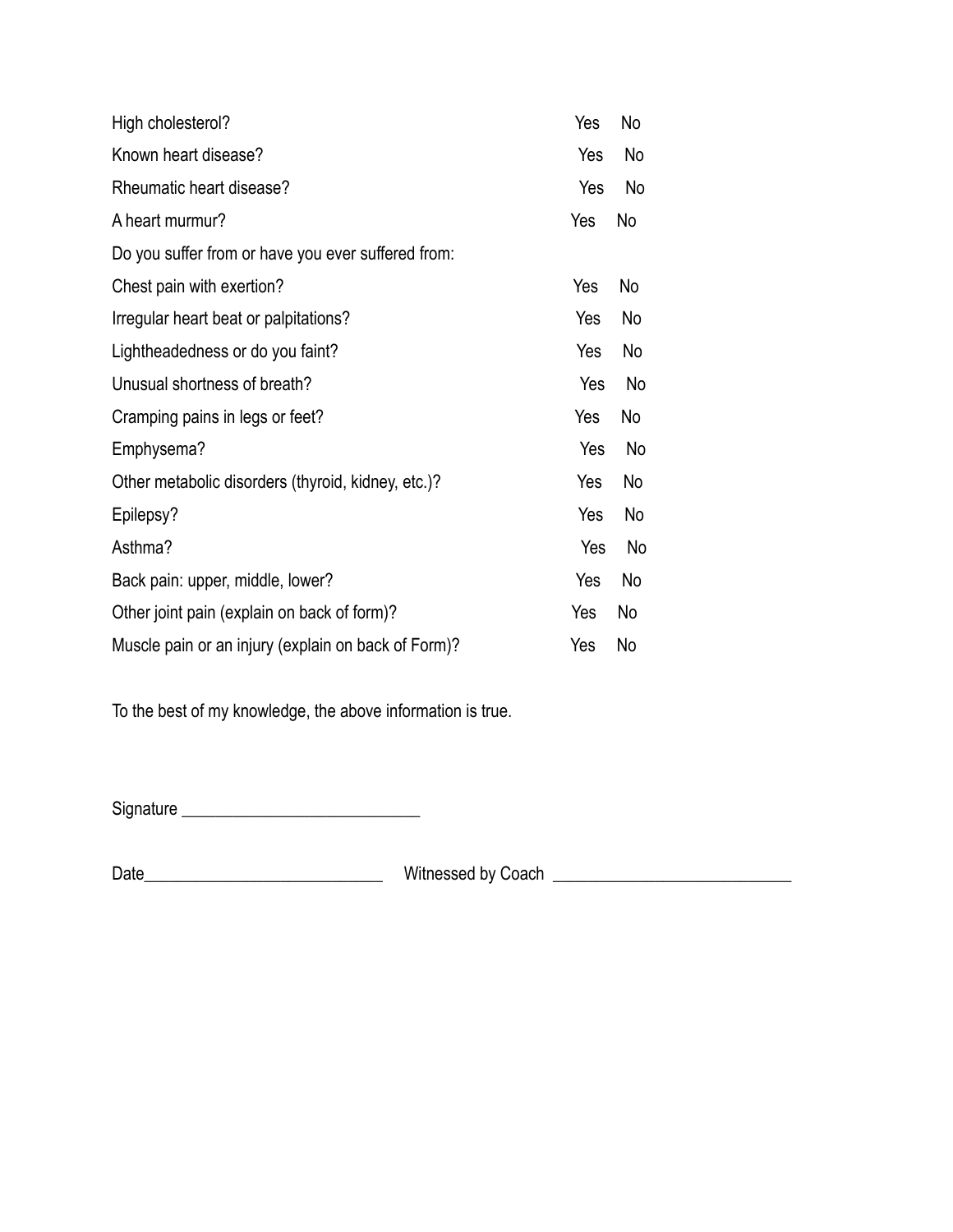| | |
|---|---|
| High cholesterol? | Yes No |
| Known heart disease? | Yes No |
| Rheumatic heart disease? | Yes No |
| A heart murmur? | Yes No |
| Do you suffer from or have you ever suffered from: | |
| Chest pain with exertion? | Yes No |
| Irregular heart beat or palpitations? | Yes No |
| Lightheadedness or do you faint? | Yes No |
| Unusual shortness of breath? | Yes No |
| Cramping pains in legs or feet? | Yes No |
| Emphysema? | Yes No |
| Other metabolic disorders (thyroid, kidney, etc.)? | Yes No |
| Epilepsy? | Yes No |
| Asthma? | Yes No |
| Back pain: upper, middle, lower? | Yes No |
| Other joint pain (explain on back of form)? | Yes No |
| Muscle pain or an injury (explain on back of Form)? | Yes No |

To the best of my knowledge, the above information is true.

Signature ___________________________

Date___________________________ Witnessed by Coach ___________________________